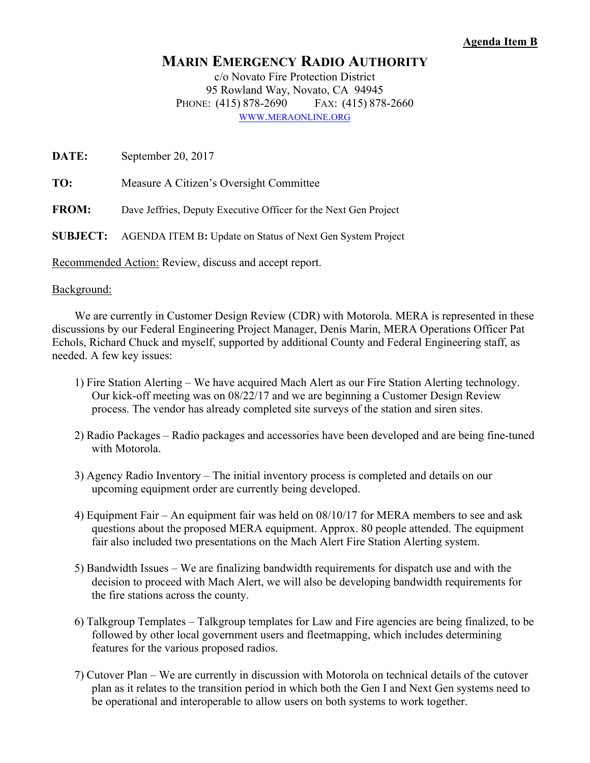**Agenda Item B**

# MARIN EMERGENCY RADIO AUTHORITY

c/o Novato Fire Protection District
95 Rowland Way, Novato, CA 94945
PHONE: (415) 878-2690 FAX: (415) 878-2660
WWW.MERAONLINE.ORG

**DATE:** September 20, 2017

**TO:** Measure A Citizen's Oversight Committee

**FROM:** Dave Jeffries, Deputy Executive Officer for the Next Gen Project

**SUBJECT:** AGENDA ITEM B**:** Update on Status of Next Gen System Project

Recommended Action: Review, discuss and accept report.

Background:

We are currently in Customer Design Review (CDR) with Motorola. MERA is represented in these discussions by our Federal Engineering Project Manager, Denis Marin, MERA Operations Officer Pat Echols, Richard Chuck and myself, supported by additional County and Federal Engineering staff, as needed. A few key issues:

1) Fire Station Alerting – We have acquired Mach Alert as our Fire Station Alerting technology. Our kick-off meeting was on 08/22/17 and we are beginning a Customer Design Review process. The vendor has already completed site surveys of the station and siren sites.

2) Radio Packages – Radio packages and accessories have been developed and are being fine-tuned with Motorola.

3) Agency Radio Inventory – The initial inventory process is completed and details on our upcoming equipment order are currently being developed.

4) Equipment Fair – An equipment fair was held on 08/10/17 for MERA members to see and ask questions about the proposed MERA equipment. Approx. 80 people attended. The equipment fair also included two presentations on the Mach Alert Fire Station Alerting system.

5) Bandwidth Issues – We are finalizing bandwidth requirements for dispatch use and with the decision to proceed with Mach Alert, we will also be developing bandwidth requirements for the fire stations across the county.

6) Talkgroup Templates – Talkgroup templates for Law and Fire agencies are being finalized, to be followed by other local government users and fleetmapping, which includes determining features for the various proposed radios.

7) Cutover Plan – We are currently in discussion with Motorola on technical details of the cutover plan as it relates to the transition period in which both the Gen I and Next Gen systems need to be operational and interoperable to allow users on both systems to work together.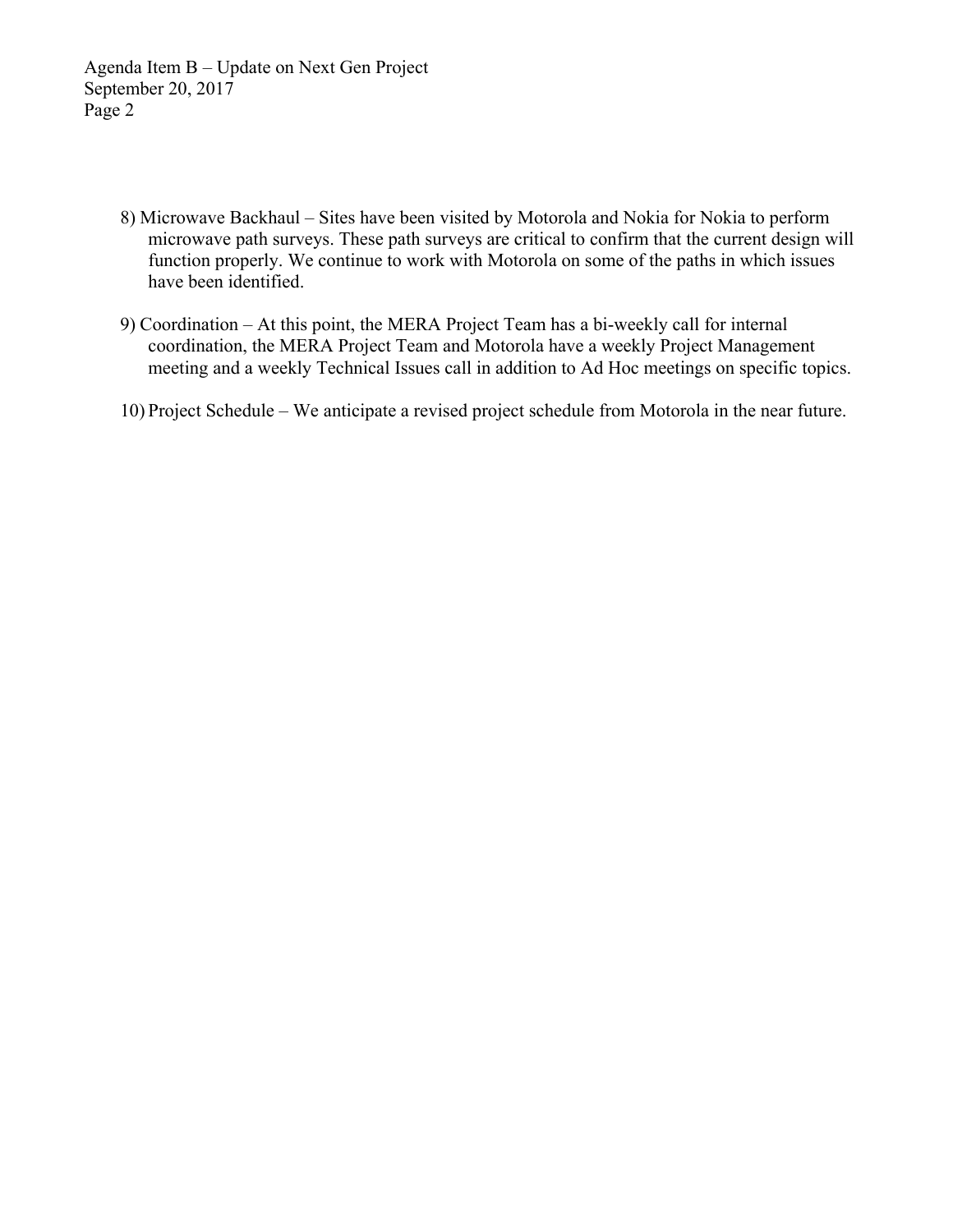8) Microwave Backhaul – Sites have been visited by Motorola and Nokia for Nokia to perform microwave path surveys. These path surveys are critical to confirm that the current design will function properly. We continue to work with Motorola on some of the paths in which issues have been identified.

9) Coordination – At this point, the MERA Project Team has a bi-weekly call for internal coordination, the MERA Project Team and Motorola have a weekly Project Management meeting and a weekly Technical Issues call in addition to Ad Hoc meetings on specific topics.

10) Project Schedule – We anticipate a revised project schedule from Motorola in the near future.